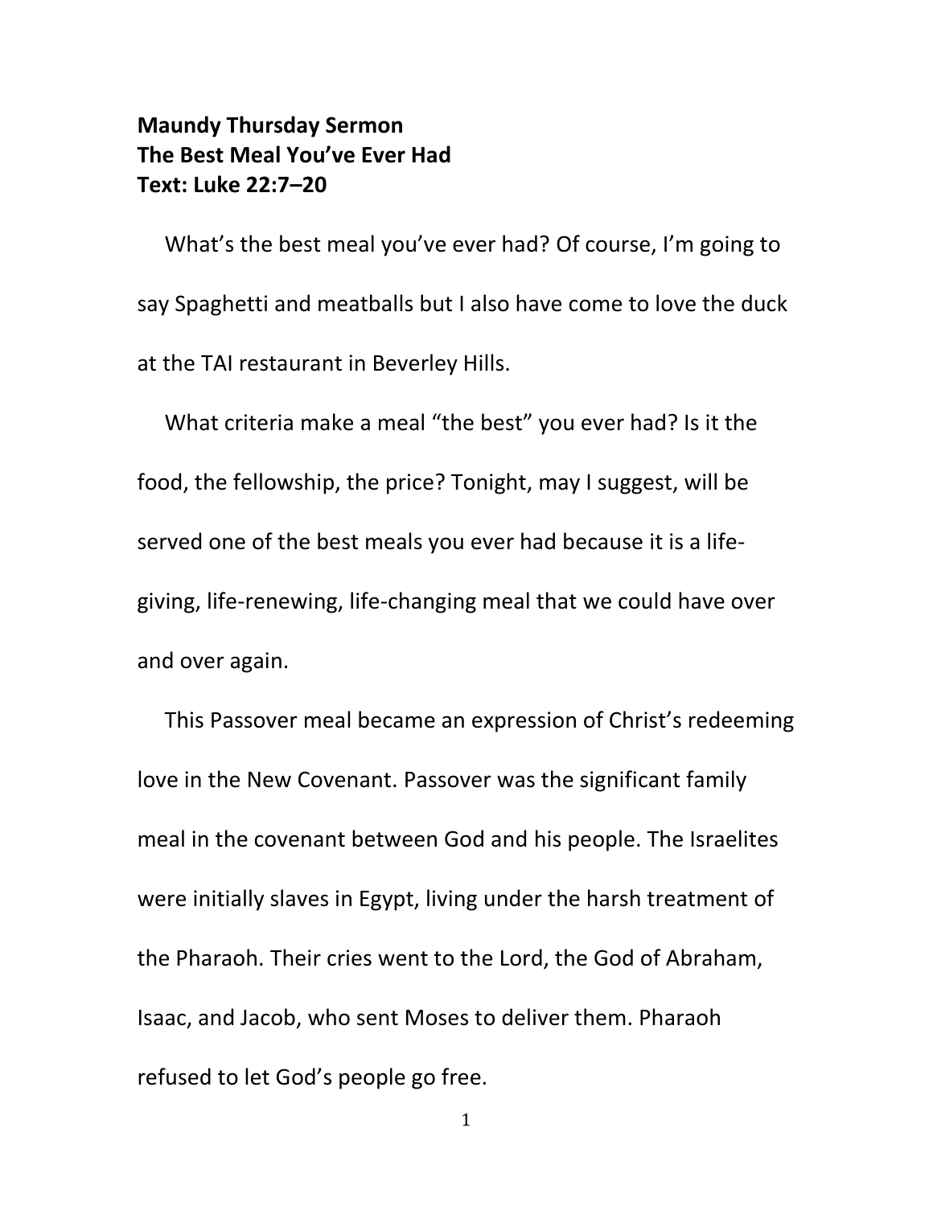**Maundy Thursday Sermon**
**The Best Meal You've Ever Had**
**Text: Luke 22:7–20**

What's the best meal you've ever had? Of course, I'm going to say Spaghetti and meatballs but I also have come to love the duck at the TAI restaurant in Beverley Hills.

What criteria make a meal "the best" you ever had? Is it the food, the fellowship, the price? Tonight, may I suggest, will be served one of the best meals you ever had because it is a life-giving, life-renewing, life-changing meal that we could have over and over again.

This Passover meal became an expression of Christ's redeeming love in the New Covenant. Passover was the significant family meal in the covenant between God and his people. The Israelites were initially slaves in Egypt, living under the harsh treatment of the Pharaoh. Their cries went to the Lord, the God of Abraham, Isaac, and Jacob, who sent Moses to deliver them. Pharaoh refused to let God's people go free.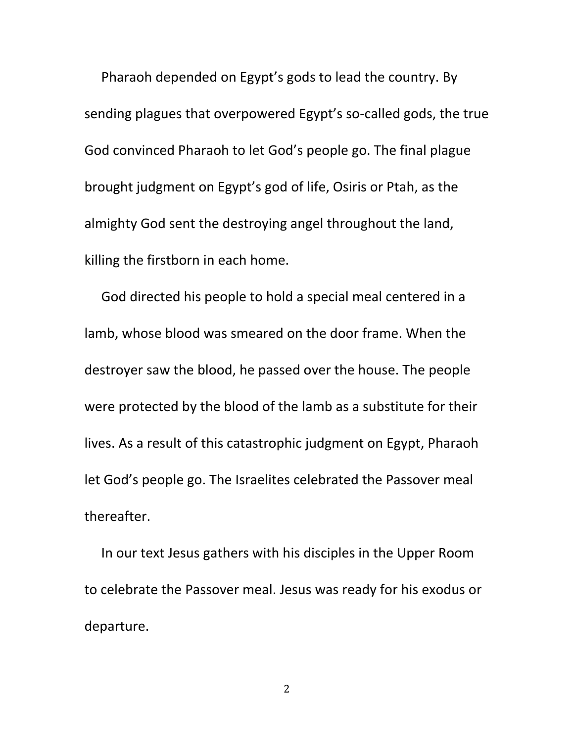Pharaoh depended on Egypt's gods to lead the country. By sending plagues that overpowered Egypt's so-called gods, the true God convinced Pharaoh to let God's people go. The final plague brought judgment on Egypt's god of life, Osiris or Ptah, as the almighty God sent the destroying angel throughout the land, killing the firstborn in each home.

God directed his people to hold a special meal centered in a lamb, whose blood was smeared on the door frame. When the destroyer saw the blood, he passed over the house. The people were protected by the blood of the lamb as a substitute for their lives. As a result of this catastrophic judgment on Egypt, Pharaoh let God's people go. The Israelites celebrated the Passover meal thereafter.

In our text Jesus gathers with his disciples in the Upper Room to celebrate the Passover meal. Jesus was ready for his exodus or departure.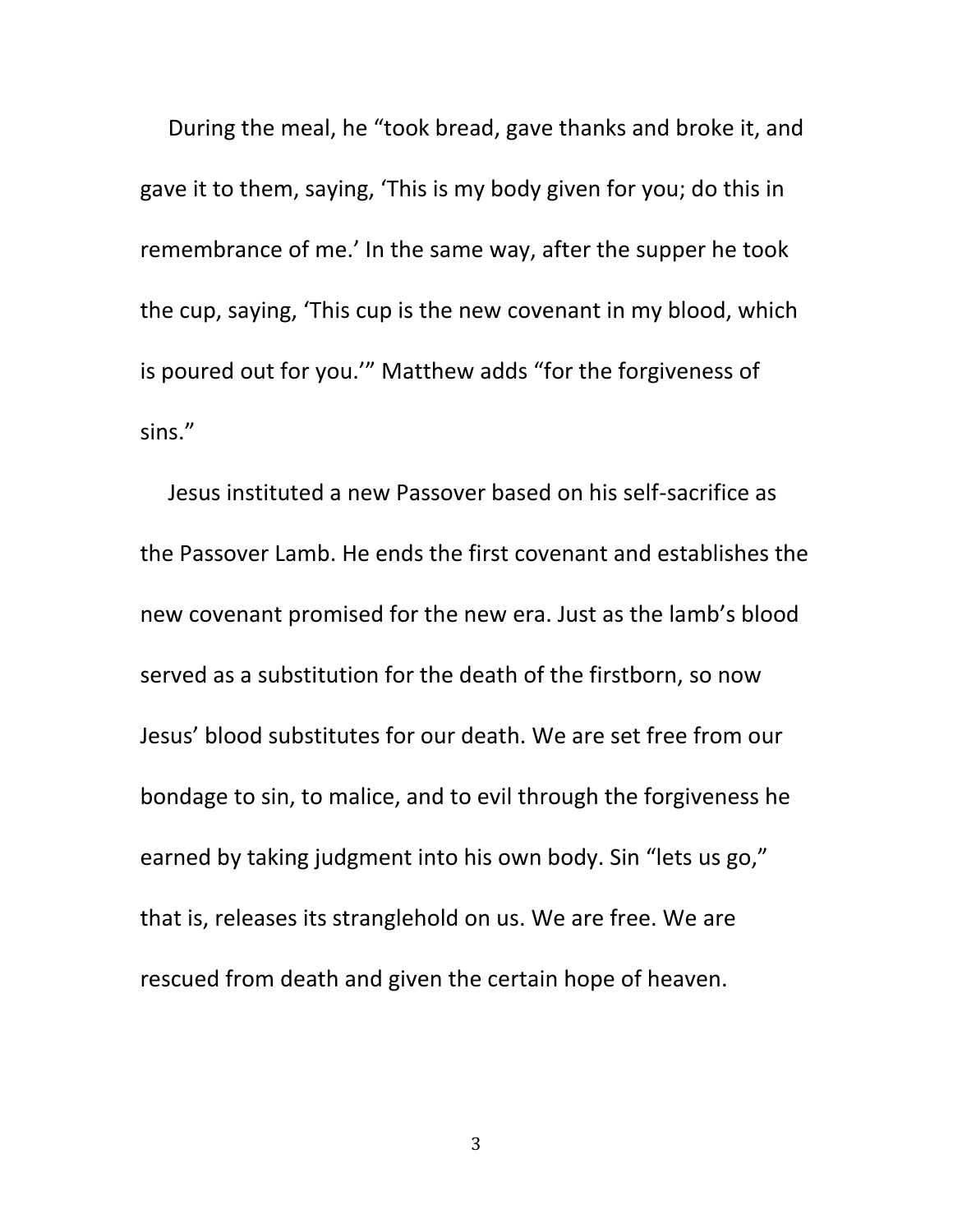During the meal, he “took bread, gave thanks and broke it, and gave it to them, saying, ‘This is my body given for you; do this in remembrance of me.’ In the same way, after the supper he took the cup, saying, ‘This cup is the new covenant in my blood, which is poured out for you.’” Matthew adds “for the forgiveness of sins.”

Jesus instituted a new Passover based on his self-sacrifice as the Passover Lamb. He ends the first covenant and establishes the new covenant promised for the new era. Just as the lamb’s blood served as a substitution for the death of the firstborn, so now Jesus’ blood substitutes for our death. We are set free from our bondage to sin, to malice, and to evil through the forgiveness he earned by taking judgment into his own body. Sin “lets us go,” that is, releases its stranglehold on us. We are free. We are rescued from death and given the certain hope of heaven.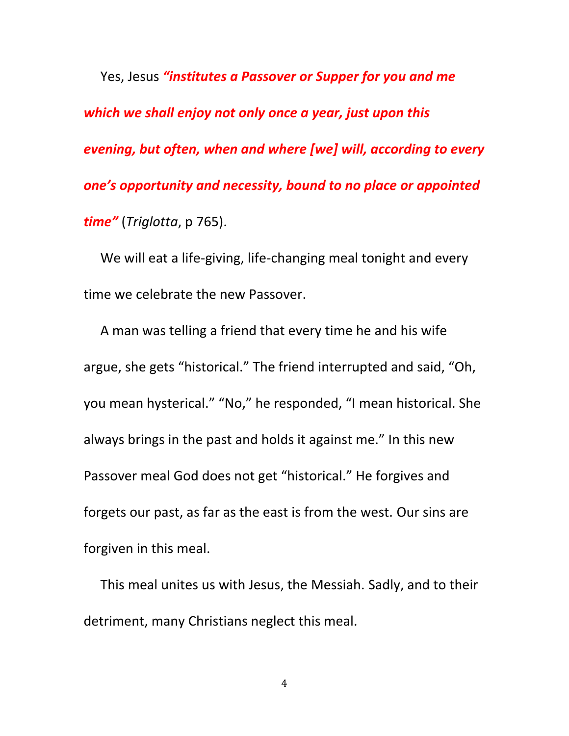Yes, Jesus ***"institutes a Passover or Supper for you and me which we shall enjoy not only once a year, just upon this evening, but often, when and where [we] will, according to every one's opportunity and necessity, bound to no place or appointed time"*** (*Triglotta*, p 765).

We will eat a life-giving, life-changing meal tonight and every time we celebrate the new Passover.

A man was telling a friend that every time he and his wife argue, she gets "historical." The friend interrupted and said, "Oh, you mean hysterical." "No," he responded, "I mean historical. She always brings in the past and holds it against me." In this new Passover meal God does not get "historical." He forgives and forgets our past, as far as the east is from the west. Our sins are forgiven in this meal.

This meal unites us with Jesus, the Messiah. Sadly, and to their detriment, many Christians neglect this meal.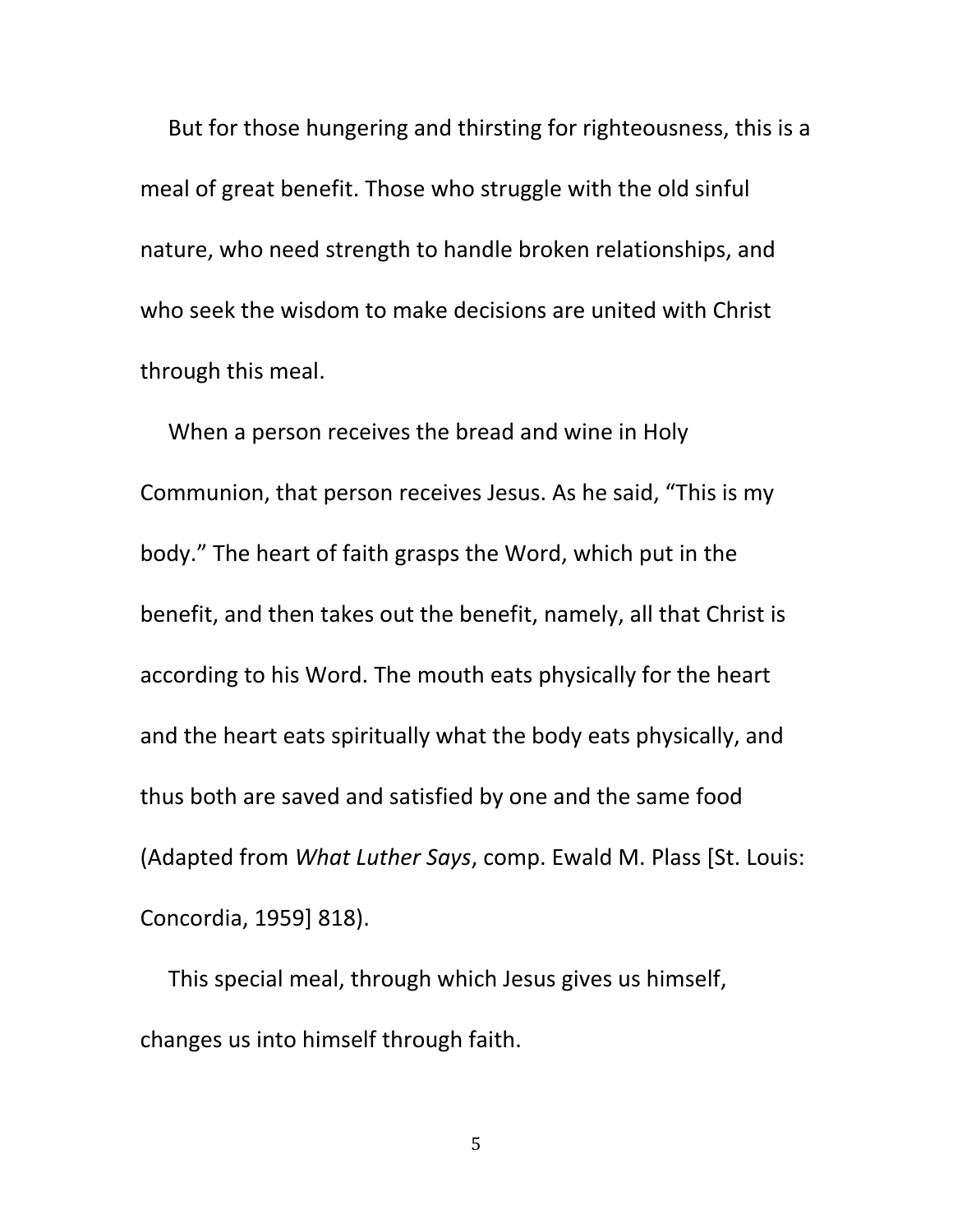But for those hungering and thirsting for righteousness, this is a meal of great benefit. Those who struggle with the old sinful nature, who need strength to handle broken relationships, and who seek the wisdom to make decisions are united with Christ through this meal.

When a person receives the bread and wine in Holy Communion, that person receives Jesus. As he said, “This is my body.” The heart of faith grasps the Word, which put in the benefit, and then takes out the benefit, namely, all that Christ is according to his Word. The mouth eats physically for the heart and the heart eats spiritually what the body eats physically, and thus both are saved and satisfied by one and the same food (Adapted from *What Luther Says*, comp. Ewald M. Plass [St. Louis: Concordia, 1959] 818).

This special meal, through which Jesus gives us himself, changes us into himself through faith.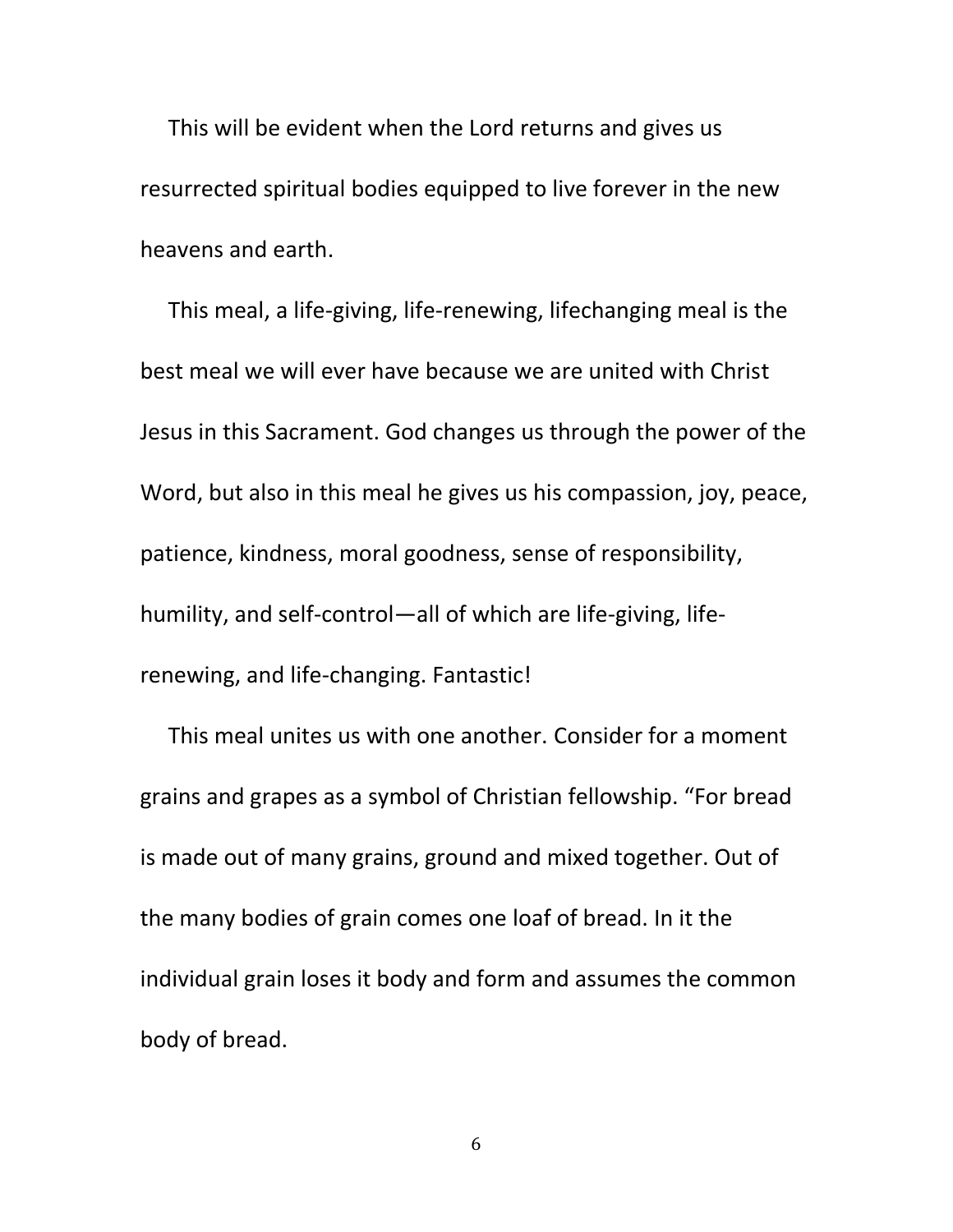This will be evident when the Lord returns and gives us resurrected spiritual bodies equipped to live forever in the new heavens and earth.

This meal, a life-giving, life-renewing, lifechanging meal is the best meal we will ever have because we are united with Christ Jesus in this Sacrament. God changes us through the power of the Word, but also in this meal he gives us his compassion, joy, peace, patience, kindness, moral goodness, sense of responsibility, humility, and self-control—all of which are life-giving, life-renewing, and life-changing. Fantastic!

This meal unites us with one another. Consider for a moment grains and grapes as a symbol of Christian fellowship. "For bread is made out of many grains, ground and mixed together. Out of the many bodies of grain comes one loaf of bread. In it the individual grain loses it body and form and assumes the common body of bread.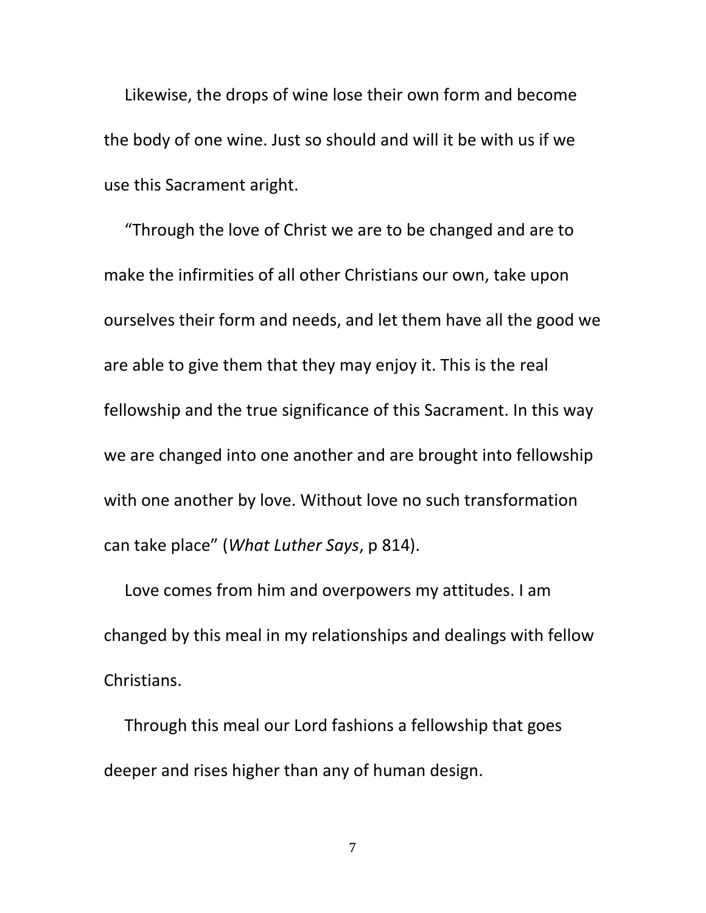Likewise, the drops of wine lose their own form and become the body of one wine. Just so should and will it be with us if we use this Sacrament aright.

"Through the love of Christ we are to be changed and are to make the infirmities of all other Christians our own, take upon ourselves their form and needs, and let them have all the good we are able to give them that they may enjoy it. This is the real fellowship and the true significance of this Sacrament. In this way we are changed into one another and are brought into fellowship with one another by love. Without love no such transformation can take place" (*What Luther Says*, p 814).

Love comes from him and overpowers my attitudes. I am changed by this meal in my relationships and dealings with fellow Christians.

Through this meal our Lord fashions a fellowship that goes deeper and rises higher than any of human design.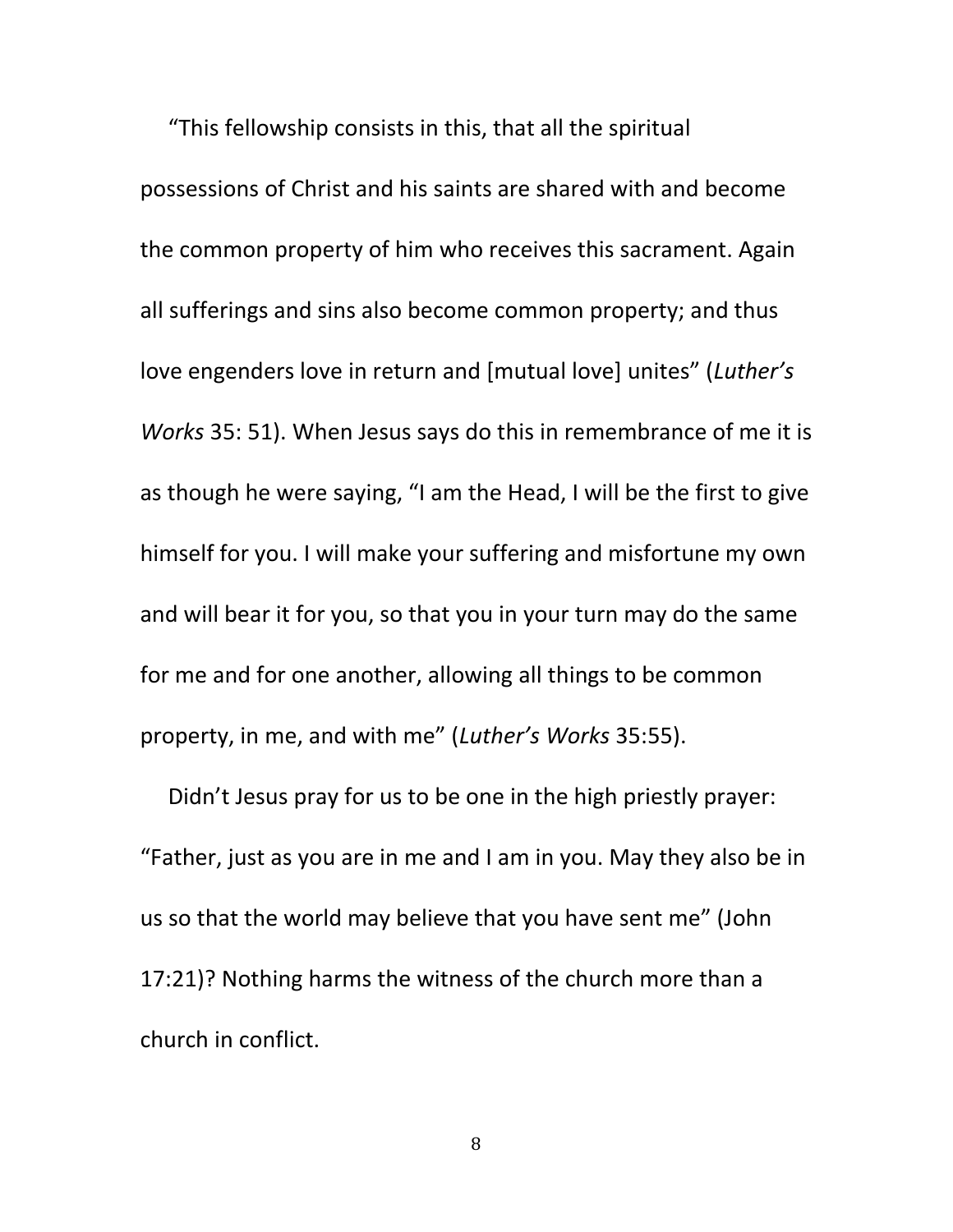"This fellowship consists in this, that all the spiritual possessions of Christ and his saints are shared with and become the common property of him who receives this sacrament. Again all sufferings and sins also become common property; and thus love engenders love in return and [mutual love] unites" (*Luther's Works* 35: 51). When Jesus says do this in remembrance of me it is as though he were saying, "I am the Head, I will be the first to give himself for you. I will make your suffering and misfortune my own and will bear it for you, so that you in your turn may do the same for me and for one another, allowing all things to be common property, in me, and with me" (*Luther's Works* 35:55).

Didn't Jesus pray for us to be one in the high priestly prayer: "Father, just as you are in me and I am in you. May they also be in us so that the world may believe that you have sent me" (John 17:21)? Nothing harms the witness of the church more than a church in conflict.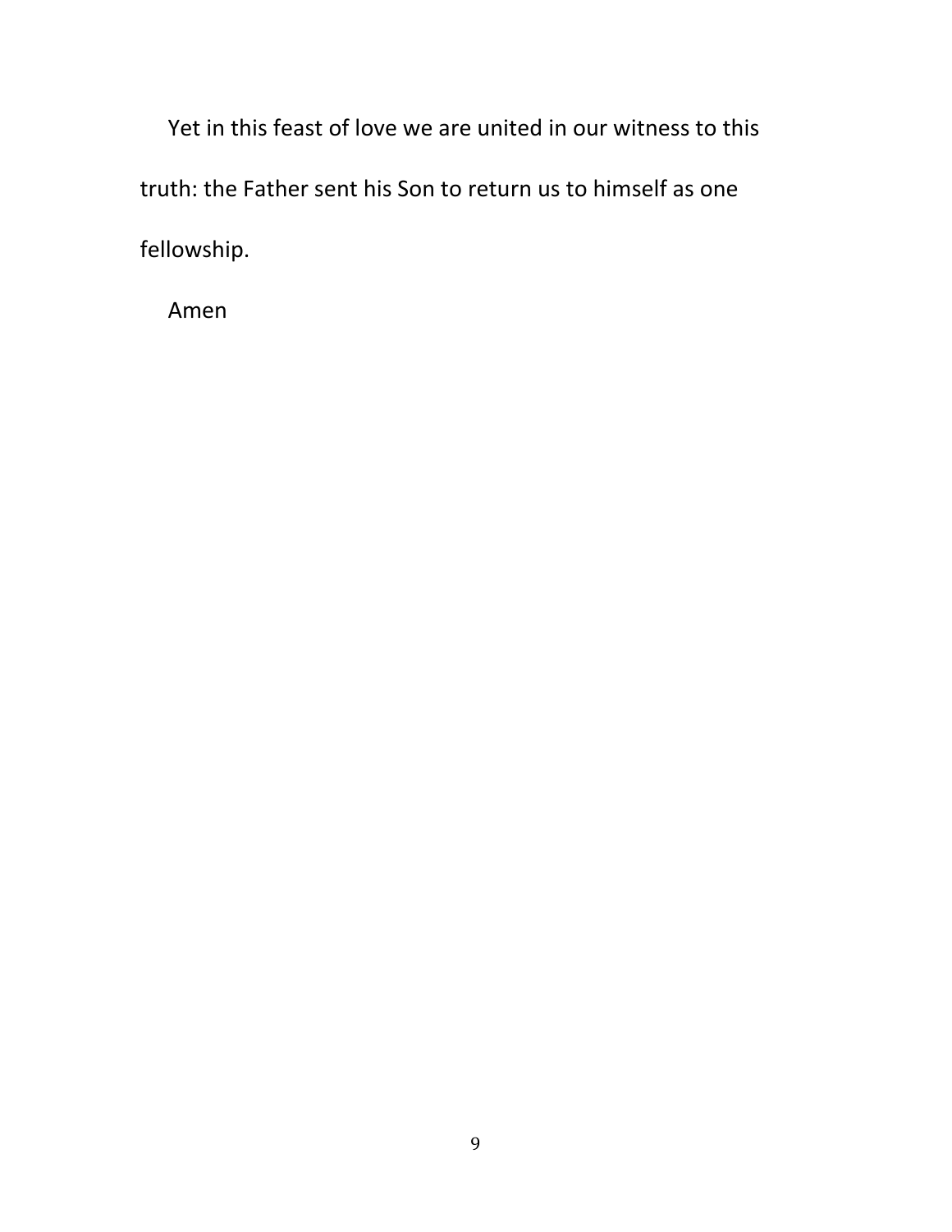Yet in this feast of love we are united in our witness to this truth: the Father sent his Son to return us to himself as one fellowship.

Amen